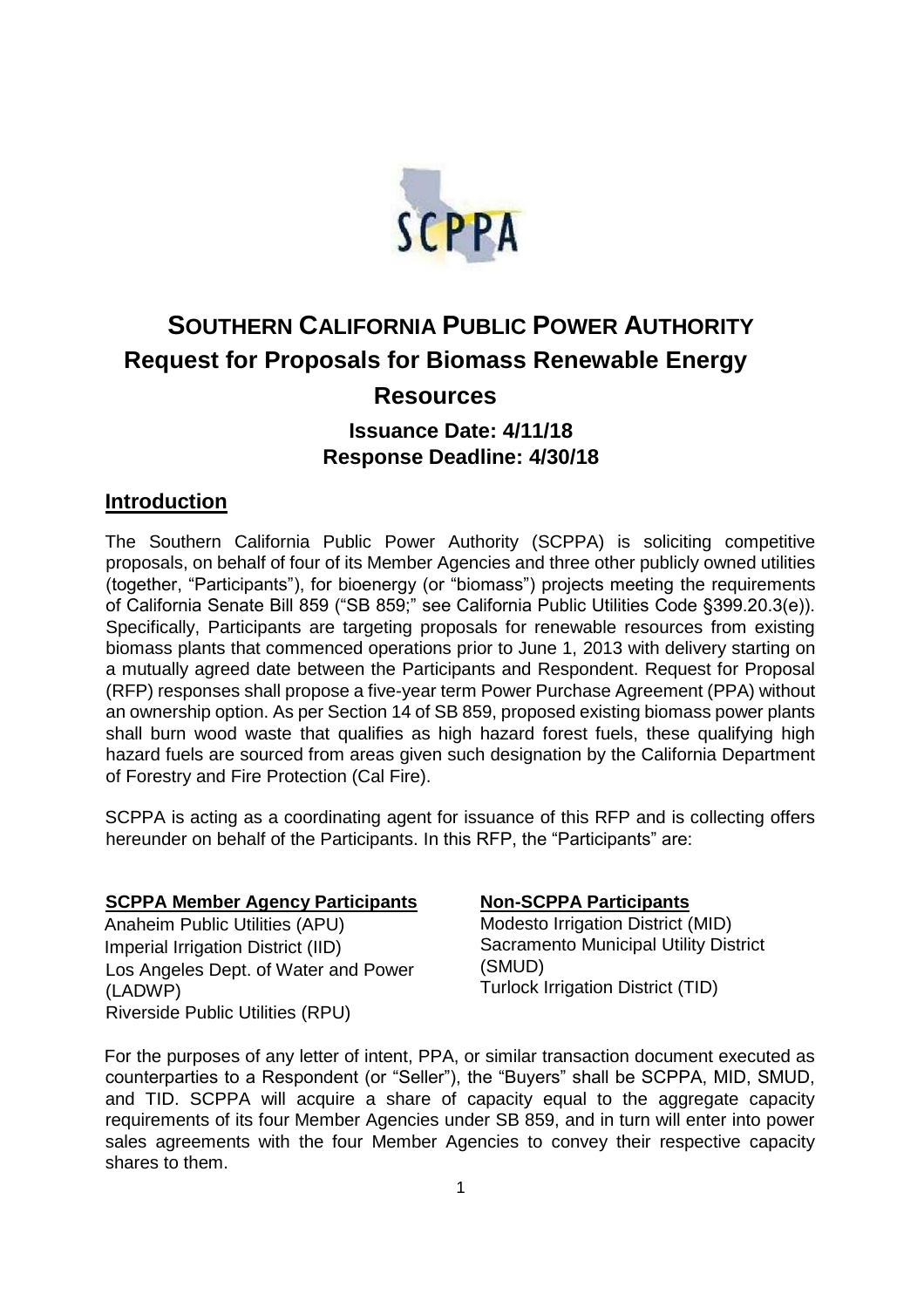# SOUTHERN CALIFORNIA PUBLIC POWER AUTHORITY

## Request for Proposals for Biomass Renewable Energy Resources

### Issuance Date: 4/11/18
### Response Deadline: 4/30/18

## Introduction

The Southern California Public Power Authority (SCPPA) is soliciting competitive proposals, on behalf of four of its Member Agencies and three other publicly owned utilities (together, "Participants"), for bioenergy (or "biomass") projects meeting the requirements of California Senate Bill 859 ("SB 859;" see California Public Utilities Code §399.20.3(e)). Specifically, Participants are targeting proposals for renewable resources from existing biomass plants that commenced operations prior to June 1, 2013 with delivery starting on a mutually agreed date between the Participants and Respondent. Request for Proposal (RFP) responses shall propose a five-year term Power Purchase Agreement (PPA) without an ownership option. As per Section 14 of SB 859, proposed existing biomass power plants shall burn wood waste that qualifies as high hazard forest fuels, these qualifying high hazard fuels are sourced from areas given such designation by the California Department of Forestry and Fire Protection (Cal Fire).

SCPPA is acting as a coordinating agent for issuance of this RFP and is collecting offers hereunder on behalf of the Participants. In this RFP, the "Participants" are:

**SCPPA Member Agency Participants**

Anaheim Public Utilities (APU)
Imperial Irrigation District (IID)
Los Angeles Dept. of Water and Power (LADWP)
Riverside Public Utilities (RPU)

**Non-SCPPA Participants**

Modesto Irrigation District (MID)
Sacramento Municipal Utility District (SMUD)
Turlock Irrigation District (TID)

For the purposes of any letter of intent, PPA, or similar transaction document executed as counterparties to a Respondent (or "Seller"), the "Buyers" shall be SCPPA, MID, SMUD, and TID. SCPPA will acquire a share of capacity equal to the aggregate capacity requirements of its four Member Agencies under SB 859, and in turn will enter into power sales agreements with the four Member Agencies to convey their respective capacity shares to them.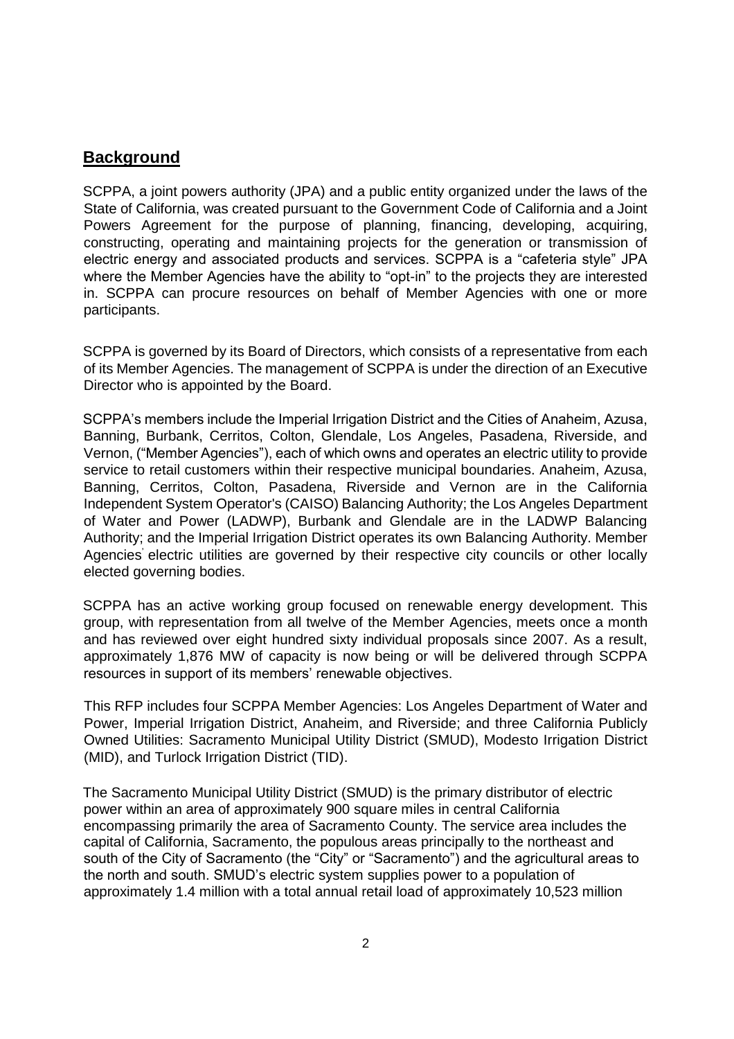## Background

SCPPA, a joint powers authority (JPA) and a public entity organized under the laws of the State of California, was created pursuant to the Government Code of California and a Joint Powers Agreement for the purpose of planning, financing, developing, acquiring, constructing, operating and maintaining projects for the generation or transmission of electric energy and associated products and services. SCPPA is a "cafeteria style" JPA where the Member Agencies have the ability to "opt-in" to the projects they are interested in. SCPPA can procure resources on behalf of Member Agencies with one or more participants.

SCPPA is governed by its Board of Directors, which consists of a representative from each of its Member Agencies. The management of SCPPA is under the direction of an Executive Director who is appointed by the Board.

SCPPA's members include the Imperial Irrigation District and the Cities of Anaheim, Azusa, Banning, Burbank, Cerritos, Colton, Glendale, Los Angeles, Pasadena, Riverside, and Vernon, ("Member Agencies"), each of which owns and operates an electric utility to provide service to retail customers within their respective municipal boundaries. Anaheim, Azusa, Banning, Cerritos, Colton, Pasadena, Riverside and Vernon are in the California Independent System Operator's (CAISO) Balancing Authority; the Los Angeles Department of Water and Power (LADWP), Burbank and Glendale are in the LADWP Balancing Authority; and the Imperial Irrigation District operates its own Balancing Authority. Member Agencies' electric utilities are governed by their respective city councils or other locally elected governing bodies.

SCPPA has an active working group focused on renewable energy development. This group, with representation from all twelve of the Member Agencies, meets once a month and has reviewed over eight hundred sixty individual proposals since 2007. As a result, approximately 1,876 MW of capacity is now being or will be delivered through SCPPA resources in support of its members' renewable objectives.

This RFP includes four SCPPA Member Agencies: Los Angeles Department of Water and Power, Imperial Irrigation District, Anaheim, and Riverside; and three California Publicly Owned Utilities: Sacramento Municipal Utility District (SMUD), Modesto Irrigation District (MID), and Turlock Irrigation District (TID).

The Sacramento Municipal Utility District (SMUD) is the primary distributor of electric power within an area of approximately 900 square miles in central California encompassing primarily the area of Sacramento County. The service area includes the capital of California, Sacramento, the populous areas principally to the northeast and south of the City of Sacramento (the "City" or "Sacramento") and the agricultural areas to the north and south. SMUD's electric system supplies power to a population of approximately 1.4 million with a total annual retail load of approximately 10,523 million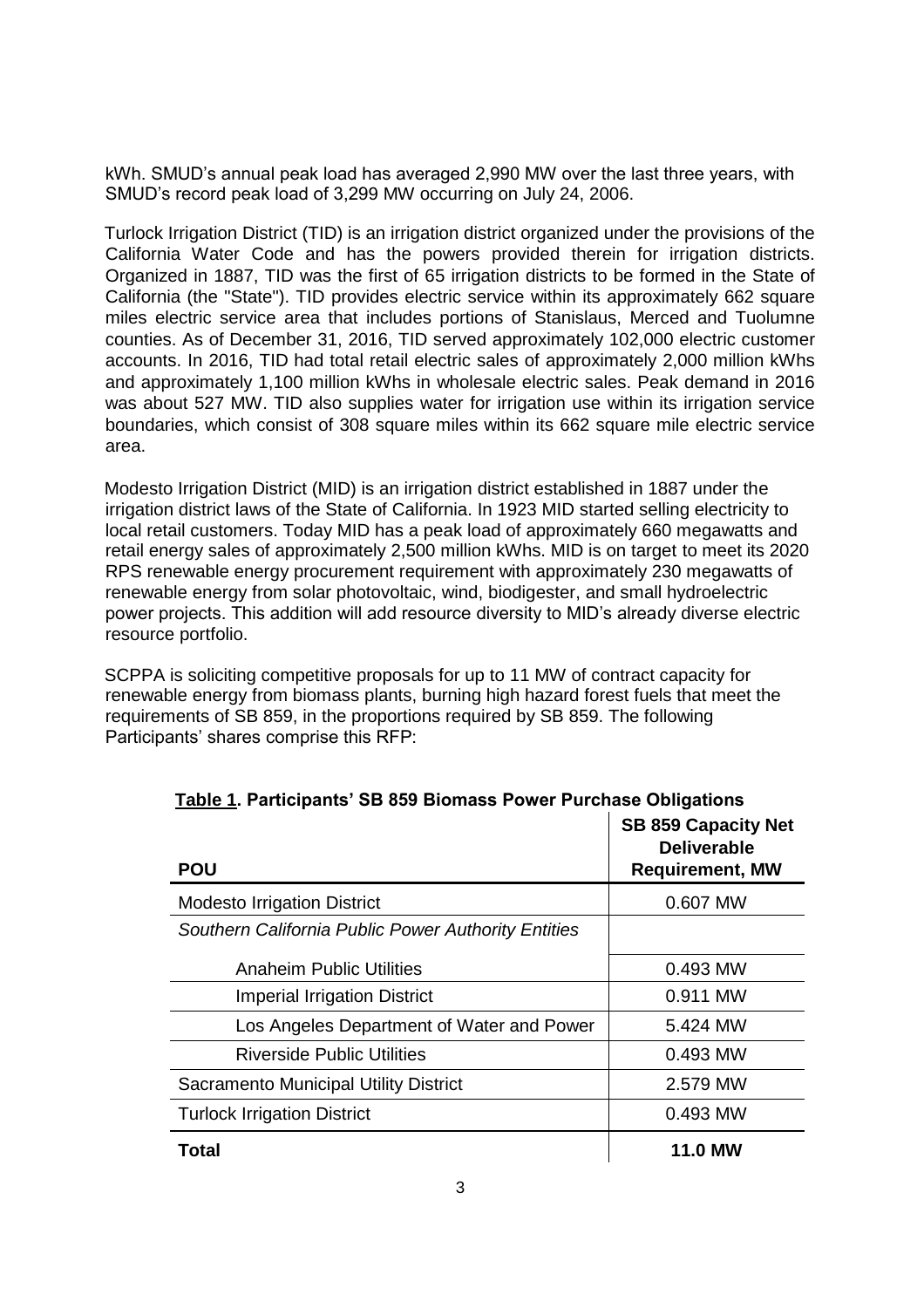kWh. SMUD's annual peak load has averaged 2,990 MW over the last three years, with SMUD's record peak load of 3,299 MW occurring on July 24, 2006.

Turlock Irrigation District (TID) is an irrigation district organized under the provisions of the California Water Code and has the powers provided therein for irrigation districts. Organized in 1887, TID was the first of 65 irrigation districts to be formed in the State of California (the "State"). TID provides electric service within its approximately 662 square miles electric service area that includes portions of Stanislaus, Merced and Tuolumne counties. As of December 31, 2016, TID served approximately 102,000 electric customer accounts. In 2016, TID had total retail electric sales of approximately 2,000 million kWhs and approximately 1,100 million kWhs in wholesale electric sales. Peak demand in 2016 was about 527 MW. TID also supplies water for irrigation use within its irrigation service boundaries, which consist of 308 square miles within its 662 square mile electric service area.

Modesto Irrigation District (MID) is an irrigation district established in 1887 under the irrigation district laws of the State of California. In 1923 MID started selling electricity to local retail customers. Today MID has a peak load of approximately 660 megawatts and retail energy sales of approximately 2,500 million kWhs. MID is on target to meet its 2020 RPS renewable energy procurement requirement with approximately 230 megawatts of renewable energy from solar photovoltaic, wind, biodigester, and small hydroelectric power projects. This addition will add resource diversity to MID's already diverse electric resource portfolio.

SCPPA is soliciting competitive proposals for up to 11 MW of contract capacity for renewable energy from biomass plants, burning high hazard forest fuels that meet the requirements of SB 859, in the proportions required by SB 859. The following Participants' shares comprise this RFP:

**Table 1. Participants' SB 859 Biomass Power Purchase Obligations**

| POU | SB 859 Capacity Net Deliverable Requirement, MW |
|---|---|
| Modesto Irrigation District | 0.607 MW |
| *Southern California Public Power Authority Entities* | |
| Anaheim Public Utilities | 0.493 MW |
| Imperial Irrigation District | 0.911 MW |
| Los Angeles Department of Water and Power | 5.424 MW |
| Riverside Public Utilities | 0.493 MW |
| Sacramento Municipal Utility District | 2.579 MW |
| Turlock Irrigation District | 0.493 MW |
| **Total** | **11.0 MW** |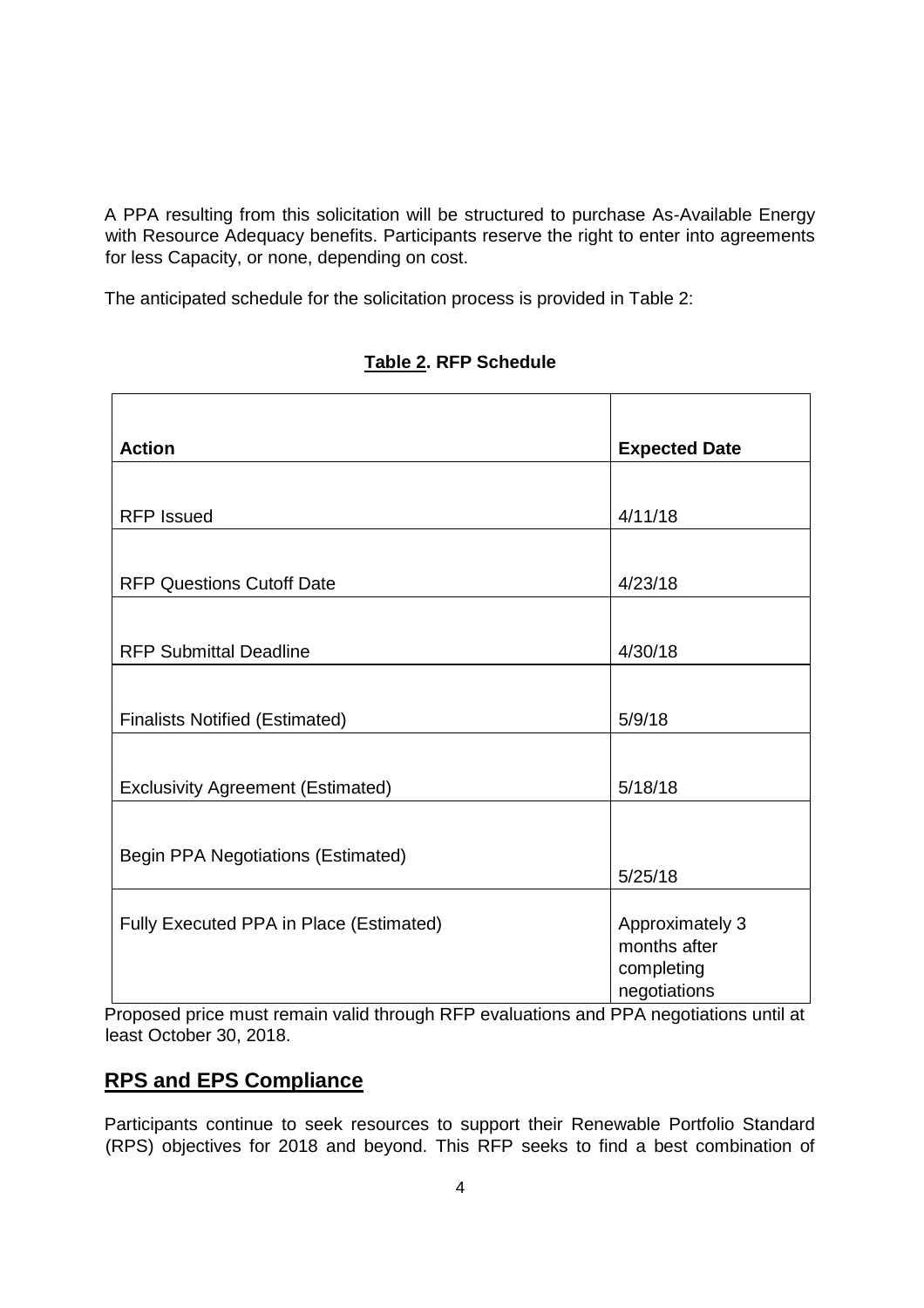A PPA resulting from this solicitation will be structured to purchase As-Available Energy with Resource Adequacy benefits. Participants reserve the right to enter into agreements for less Capacity, or none, depending on cost.

The anticipated schedule for the solicitation process is provided in Table 2:

**Table 2. RFP Schedule**

| Action | Expected Date |
|---|---|
| RFP Issued | 4/11/18 |
| RFP Questions Cutoff Date | 4/23/18 |
| RFP Submittal Deadline | 4/30/18 |
| Finalists Notified (Estimated) | 5/9/18 |
| Exclusivity Agreement (Estimated) | 5/18/18 |
| Begin PPA Negotiations (Estimated) | 5/25/18 |
| Fully Executed PPA in Place (Estimated) | Approximately 3 months after completing negotiations |

Proposed price must remain valid through RFP evaluations and PPA negotiations until at least October 30, 2018.

## RPS and EPS Compliance

Participants continue to seek resources to support their Renewable Portfolio Standard (RPS) objectives for 2018 and beyond. This RFP seeks to find a best combination of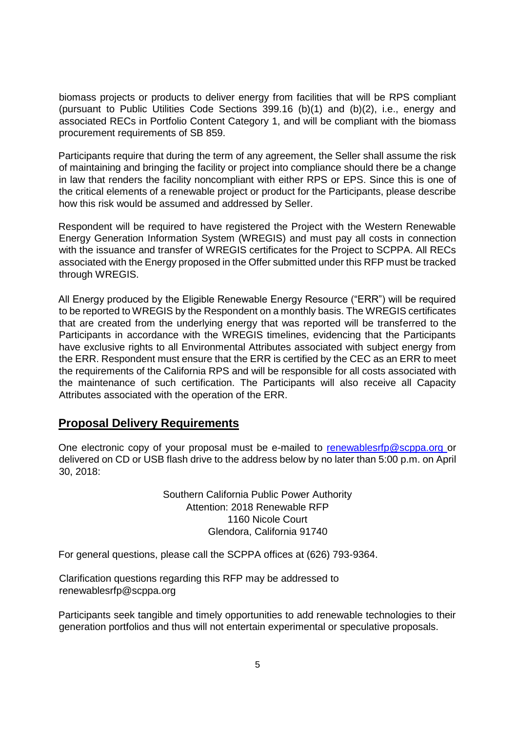biomass projects or products to deliver energy from facilities that will be RPS compliant (pursuant to Public Utilities Code Sections 399.16 (b)(1) and (b)(2), i.e., energy and associated RECs in Portfolio Content Category 1, and will be compliant with the biomass procurement requirements of SB 859.

Participants require that during the term of any agreement, the Seller shall assume the risk of maintaining and bringing the facility or project into compliance should there be a change in law that renders the facility noncompliant with either RPS or EPS. Since this is one of the critical elements of a renewable project or product for the Participants, please describe how this risk would be assumed and addressed by Seller.

Respondent will be required to have registered the Project with the Western Renewable Energy Generation Information System (WREGIS) and must pay all costs in connection with the issuance and transfer of WREGIS certificates for the Project to SCPPA. All RECs associated with the Energy proposed in the Offer submitted under this RFP must be tracked through WREGIS.

All Energy produced by the Eligible Renewable Energy Resource ("ERR") will be required to be reported to WREGIS by the Respondent on a monthly basis. The WREGIS certificates that are created from the underlying energy that was reported will be transferred to the Participants in accordance with the WREGIS timelines, evidencing that the Participants have exclusive rights to all Environmental Attributes associated with subject energy from the ERR. Respondent must ensure that the ERR is certified by the CEC as an ERR to meet the requirements of the California RPS and will be responsible for all costs associated with the maintenance of such certification. The Participants will also receive all Capacity Attributes associated with the operation of the ERR.

## Proposal Delivery Requirements

One electronic copy of your proposal must be e-mailed to renewablesrfp@scppa.org or delivered on CD or USB flash drive to the address below by no later than 5:00 p.m. on April 30, 2018:

Southern California Public Power Authority
Attention: 2018 Renewable RFP
1160 Nicole Court
Glendora, California 91740

For general questions, please call the SCPPA offices at (626) 793-9364.

Clarification questions regarding this RFP may be addressed to renewablesrfp@scppa.org

Participants seek tangible and timely opportunities to add renewable technologies to their generation portfolios and thus will not entertain experimental or speculative proposals.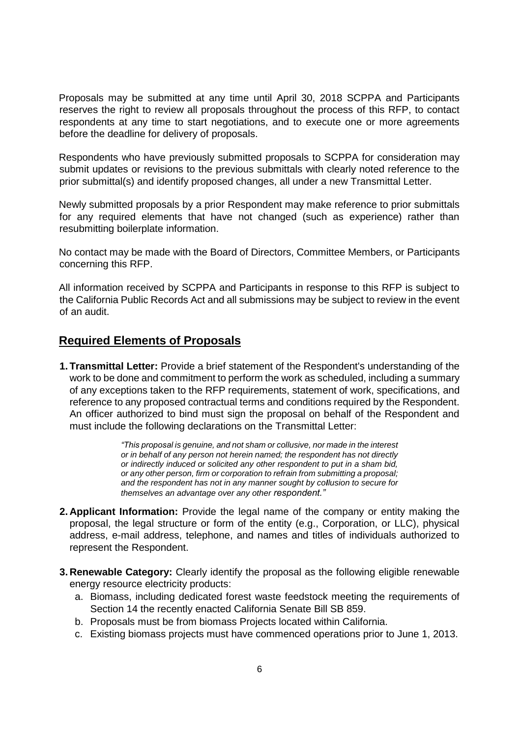Proposals may be submitted at any time until April 30, 2018 SCPPA and Participants reserves the right to review all proposals throughout the process of this RFP, to contact respondents at any time to start negotiations, and to execute one or more agreements before the deadline for delivery of proposals.

Respondents who have previously submitted proposals to SCPPA for consideration may submit updates or revisions to the previous submittals with clearly noted reference to the prior submittal(s) and identify proposed changes, all under a new Transmittal Letter.

Newly submitted proposals by a prior Respondent may make reference to prior submittals for any required elements that have not changed (such as experience) rather than resubmitting boilerplate information.

No contact may be made with the Board of Directors, Committee Members, or Participants concerning this RFP.

All information received by SCPPA and Participants in response to this RFP is subject to the California Public Records Act and all submissions may be subject to review in the event of an audit.

## Required Elements of Proposals

1. **Transmittal Letter:** Provide a brief statement of the Respondent's understanding of the work to be done and commitment to perform the work as scheduled, including a summary of any exceptions taken to the RFP requirements, statement of work, specifications, and reference to any proposed contractual terms and conditions required by the Respondent. An officer authorized to bind must sign the proposal on behalf of the Respondent and must include the following declarations on the Transmittal Letter:

   > *"This proposal is genuine, and not sham or collusive, nor made in the interest or in behalf of any person not herein named; the respondent has not directly or indirectly induced or solicited any other respondent to put in a sham bid, or any other person, firm or corporation to refrain from submitting a proposal; and the respondent has not in any manner sought by collusion to secure for themselves an advantage over any other respondent."*

2. **Applicant Information:** Provide the legal name of the company or entity making the proposal, the legal structure or form of the entity (e.g., Corporation, or LLC), physical address, e-mail address, telephone, and names and titles of individuals authorized to represent the Respondent.

3. **Renewable Category:** Clearly identify the proposal as the following eligible renewable energy resource electricity products:
   a. Biomass, including dedicated forest waste feedstock meeting the requirements of Section 14 the recently enacted California Senate Bill SB 859.
   b. Proposals must be from biomass Projects located within California.
   c. Existing biomass projects must have commenced operations prior to June 1, 2013.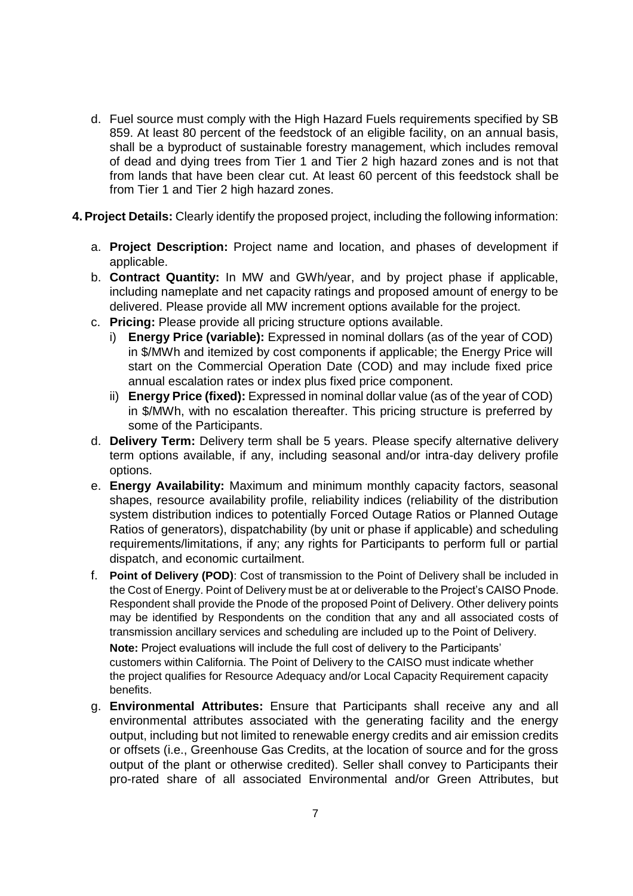d. Fuel source must comply with the High Hazard Fuels requirements specified by SB 859. At least 80 percent of the feedstock of an eligible facility, on an annual basis, shall be a byproduct of sustainable forestry management, which includes removal of dead and dying trees from Tier 1 and Tier 2 high hazard zones and is not that from lands that have been clear cut. At least 60 percent of this feedstock shall be from Tier 1 and Tier 2 high hazard zones.

**4. Project Details:** Clearly identify the proposed project, including the following information:

a. **Project Description:** Project name and location, and phases of development if applicable.

b. **Contract Quantity:** In MW and GWh/year, and by project phase if applicable, including nameplate and net capacity ratings and proposed amount of energy to be delivered. Please provide all MW increment options available for the project.

c. **Pricing:** Please provide all pricing structure options available.

   i) **Energy Price (variable):** Expressed in nominal dollars (as of the year of COD) in $/MWh and itemized by cost components if applicable; the Energy Price will start on the Commercial Operation Date (COD) and may include fixed price annual escalation rates or index plus fixed price component.

   ii) **Energy Price (fixed):** Expressed in nominal dollar value (as of the year of COD) in $/MWh, with no escalation thereafter. This pricing structure is preferred by some of the Participants.

d. **Delivery Term:** Delivery term shall be 5 years. Please specify alternative delivery term options available, if any, including seasonal and/or intra-day delivery profile options.

e. **Energy Availability:** Maximum and minimum monthly capacity factors, seasonal shapes, resource availability profile, reliability indices (reliability of the distribution system distribution indices to potentially Forced Outage Ratios or Planned Outage Ratios of generators), dispatchability (by unit or phase if applicable) and scheduling requirements/limitations, if any; any rights for Participants to perform full or partial dispatch, and economic curtailment.

f. **Point of Delivery (POD)**: Cost of transmission to the Point of Delivery shall be included in the Cost of Energy. Point of Delivery must be at or deliverable to the Project's CAISO Pnode. Respondent shall provide the Pnode of the proposed Point of Delivery. Other delivery points may be identified by Respondents on the condition that any and all associated costs of transmission ancillary services and scheduling are included up to the Point of Delivery.

   **Note:** Project evaluations will include the full cost of delivery to the Participants' customers within California. The Point of Delivery to the CAISO must indicate whether the project qualifies for Resource Adequacy and/or Local Capacity Requirement capacity benefits.

g. **Environmental Attributes:** Ensure that Participants shall receive any and all environmental attributes associated with the generating facility and the energy output, including but not limited to renewable energy credits and air emission credits or offsets (i.e., Greenhouse Gas Credits, at the location of source and for the gross output of the plant or otherwise credited). Seller shall convey to Participants their pro-rated share of all associated Environmental and/or Green Attributes, but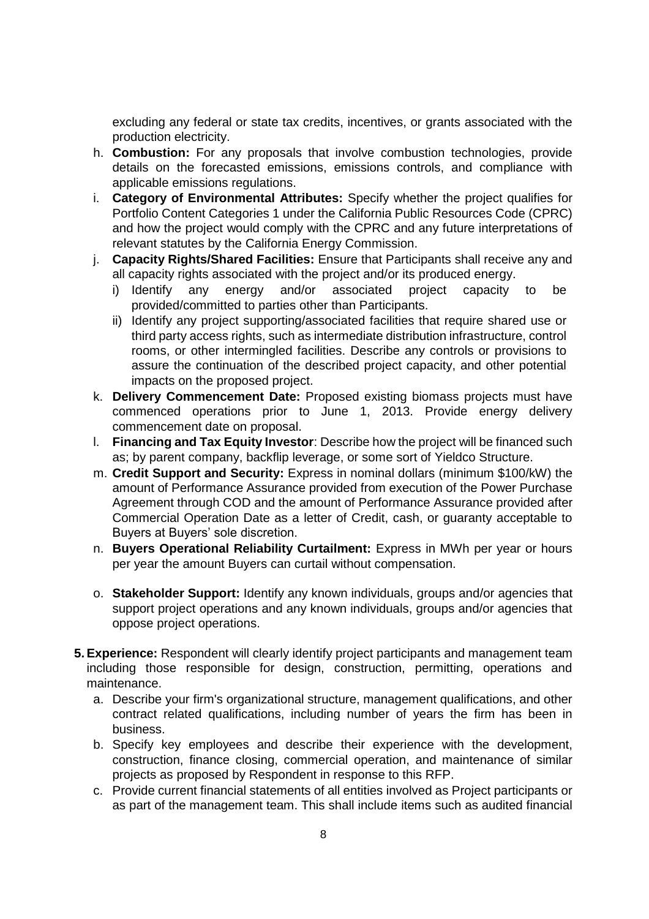excluding any federal or state tax credits, incentives, or grants associated with the production electricity.

h. **Combustion:** For any proposals that involve combustion technologies, provide details on the forecasted emissions, emissions controls, and compliance with applicable emissions regulations.

i. **Category of Environmental Attributes:** Specify whether the project qualifies for Portfolio Content Categories 1 under the California Public Resources Code (CPRC) and how the project would comply with the CPRC and any future interpretations of relevant statutes by the California Energy Commission.

j. **Capacity Rights/Shared Facilities:** Ensure that Participants shall receive any and all capacity rights associated with the project and/or its produced energy.
   - i) Identify any energy and/or associated project capacity to be provided/committed to parties other than Participants.
   - ii) Identify any project supporting/associated facilities that require shared use or third party access rights, such as intermediate distribution infrastructure, control rooms, or other intermingled facilities. Describe any controls or provisions to assure the continuation of the described project capacity, and other potential impacts on the proposed project.

k. **Delivery Commencement Date:** Proposed existing biomass projects must have commenced operations prior to June 1, 2013. Provide energy delivery commencement date on proposal.

l. **Financing and Tax Equity Investor**: Describe how the project will be financed such as; by parent company, backflip leverage, or some sort of Yieldco Structure.

m. **Credit Support and Security:** Express in nominal dollars (minimum $100/kW) the amount of Performance Assurance provided from execution of the Power Purchase Agreement through COD and the amount of Performance Assurance provided after Commercial Operation Date as a letter of Credit, cash, or guaranty acceptable to Buyers at Buyers' sole discretion.

n. **Buyers Operational Reliability Curtailment:** Express in MWh per year or hours per year the amount Buyers can curtail without compensation.

o. **Stakeholder Support:** Identify any known individuals, groups and/or agencies that support project operations and any known individuals, groups and/or agencies that oppose project operations.

5. **Experience:** Respondent will clearly identify project participants and management team including those responsible for design, construction, permitting, operations and maintenance.
   a. Describe your firm's organizational structure, management qualifications, and other contract related qualifications, including number of years the firm has been in business.
   b. Specify key employees and describe their experience with the development, construction, finance closing, commercial operation, and maintenance of similar projects as proposed by Respondent in response to this RFP.
   c. Provide current financial statements of all entities involved as Project participants or as part of the management team. This shall include items such as audited financial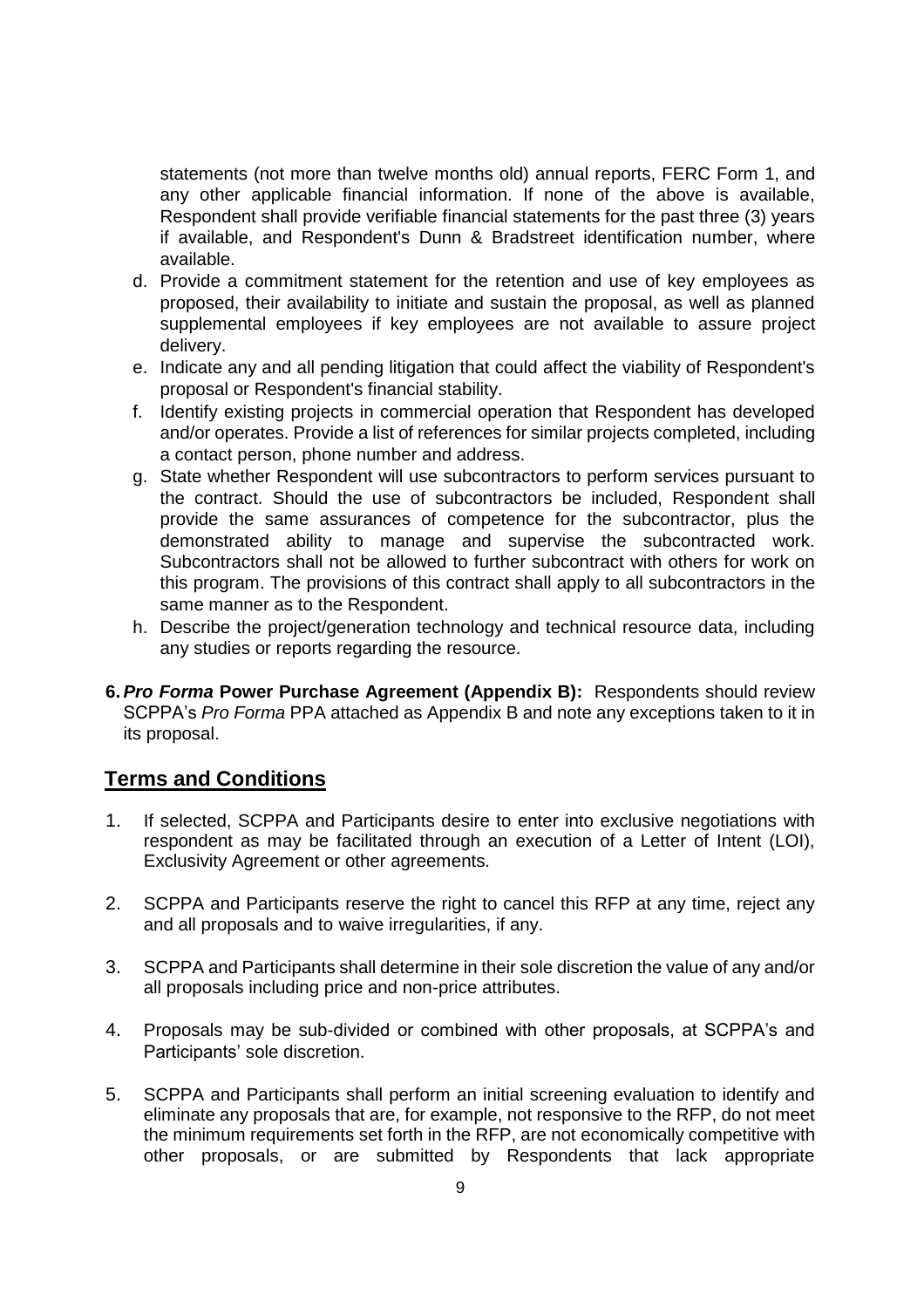statements (not more than twelve months old) annual reports, FERC Form 1, and any other applicable financial information. If none of the above is available, Respondent shall provide verifiable financial statements for the past three (3) years if available, and Respondent's Dunn & Bradstreet identification number, where available.

d. Provide a commitment statement for the retention and use of key employees as proposed, their availability to initiate and sustain the proposal, as well as planned supplemental employees if key employees are not available to assure project delivery.

e. Indicate any and all pending litigation that could affect the viability of Respondent's proposal or Respondent's financial stability.

f. Identify existing projects in commercial operation that Respondent has developed and/or operates. Provide a list of references for similar projects completed, including a contact person, phone number and address.

g. State whether Respondent will use subcontractors to perform services pursuant to the contract. Should the use of subcontractors be included, Respondent shall provide the same assurances of competence for the subcontractor, plus the demonstrated ability to manage and supervise the subcontracted work. Subcontractors shall not be allowed to further subcontract with others for work on this program. The provisions of this contract shall apply to all subcontractors in the same manner as to the Respondent.

h. Describe the project/generation technology and technical resource data, including any studies or reports regarding the resource.

**6. *Pro Forma* Power Purchase Agreement (Appendix B):** Respondents should review SCPPA's *Pro Forma* PPA attached as Appendix B and note any exceptions taken to it in its proposal.

## Terms and Conditions

1. If selected, SCPPA and Participants desire to enter into exclusive negotiations with respondent as may be facilitated through an execution of a Letter of Intent (LOI), Exclusivity Agreement or other agreements.

2. SCPPA and Participants reserve the right to cancel this RFP at any time, reject any and all proposals and to waive irregularities, if any.

3. SCPPA and Participants shall determine in their sole discretion the value of any and/or all proposals including price and non-price attributes.

4. Proposals may be sub-divided or combined with other proposals, at SCPPA's and Participants' sole discretion.

5. SCPPA and Participants shall perform an initial screening evaluation to identify and eliminate any proposals that are, for example, not responsive to the RFP, do not meet the minimum requirements set forth in the RFP, are not economically competitive with other proposals, or are submitted by Respondents that lack appropriate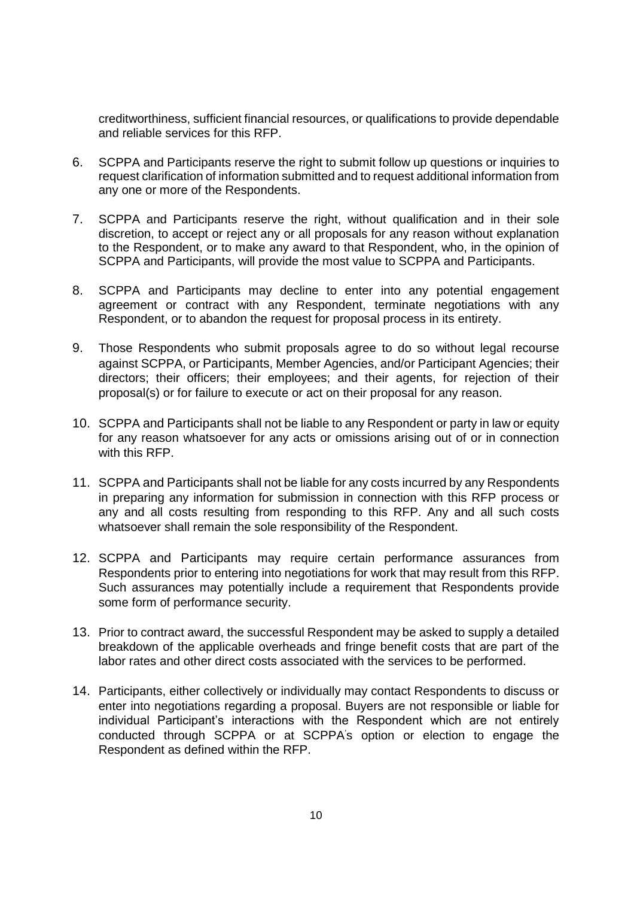creditworthiness, sufficient financial resources, or qualifications to provide dependable and reliable services for this RFP.

6. SCPPA and Participants reserve the right to submit follow up questions or inquiries to request clarification of information submitted and to request additional information from any one or more of the Respondents.

7. SCPPA and Participants reserve the right, without qualification and in their sole discretion, to accept or reject any or all proposals for any reason without explanation to the Respondent, or to make any award to that Respondent, who, in the opinion of SCPPA and Participants, will provide the most value to SCPPA and Participants.

8. SCPPA and Participants may decline to enter into any potential engagement agreement or contract with any Respondent, terminate negotiations with any Respondent, or to abandon the request for proposal process in its entirety.

9. Those Respondents who submit proposals agree to do so without legal recourse against SCPPA, or Participants, Member Agencies, and/or Participant Agencies; their directors; their officers; their employees; and their agents, for rejection of their proposal(s) or for failure to execute or act on their proposal for any reason.

10. SCPPA and Participants shall not be liable to any Respondent or party in law or equity for any reason whatsoever for any acts or omissions arising out of or in connection with this RFP.

11. SCPPA and Participants shall not be liable for any costs incurred by any Respondents in preparing any information for submission in connection with this RFP process or any and all costs resulting from responding to this RFP. Any and all such costs whatsoever shall remain the sole responsibility of the Respondent.

12. SCPPA and Participants may require certain performance assurances from Respondents prior to entering into negotiations for work that may result from this RFP. Such assurances may potentially include a requirement that Respondents provide some form of performance security.

13. Prior to contract award, the successful Respondent may be asked to supply a detailed breakdown of the applicable overheads and fringe benefit costs that are part of the labor rates and other direct costs associated with the services to be performed.

14. Participants, either collectively or individually may contact Respondents to discuss or enter into negotiations regarding a proposal. Buyers are not responsible or liable for individual Participant's interactions with the Respondent which are not entirely conducted through SCPPA or at SCPPA's option or election to engage the Respondent as defined within the RFP.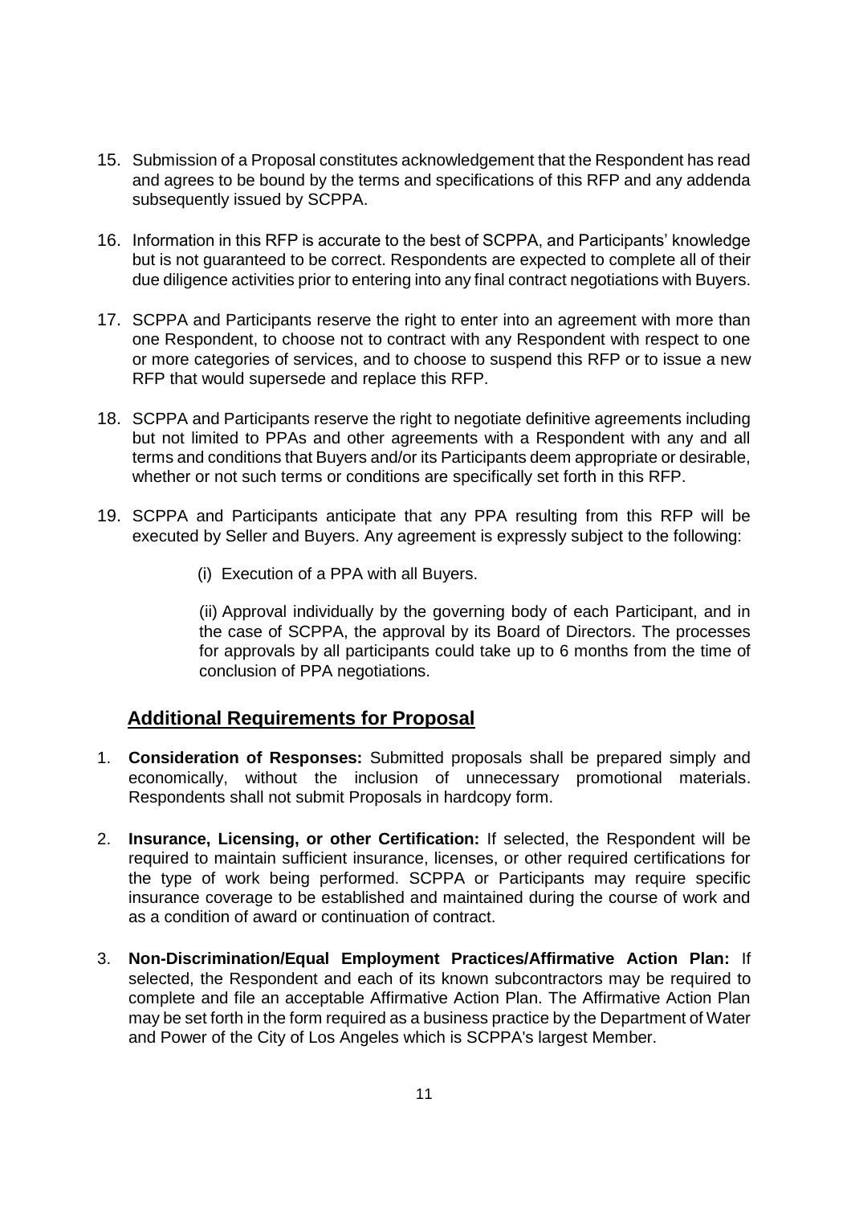15. Submission of a Proposal constitutes acknowledgement that the Respondent has read and agrees to be bound by the terms and specifications of this RFP and any addenda subsequently issued by SCPPA.

16. Information in this RFP is accurate to the best of SCPPA, and Participants' knowledge but is not guaranteed to be correct. Respondents are expected to complete all of their due diligence activities prior to entering into any final contract negotiations with Buyers.

17. SCPPA and Participants reserve the right to enter into an agreement with more than one Respondent, to choose not to contract with any Respondent with respect to one or more categories of services, and to choose to suspend this RFP or to issue a new RFP that would supersede and replace this RFP.

18. SCPPA and Participants reserve the right to negotiate definitive agreements including but not limited to PPAs and other agreements with a Respondent with any and all terms and conditions that Buyers and/or its Participants deem appropriate or desirable, whether or not such terms or conditions are specifically set forth in this RFP.

19. SCPPA and Participants anticipate that any PPA resulting from this RFP will be executed by Seller and Buyers. Any agreement is expressly subject to the following:

    (i) Execution of a PPA with all Buyers.

    (ii) Approval individually by the governing body of each Participant, and in the case of SCPPA, the approval by its Board of Directors. The processes for approvals by all participants could take up to 6 months from the time of conclusion of PPA negotiations.

## Additional Requirements for Proposal

1. **Consideration of Responses:** Submitted proposals shall be prepared simply and economically, without the inclusion of unnecessary promotional materials. Respondents shall not submit Proposals in hardcopy form.

2. **Insurance, Licensing, or other Certification:** If selected, the Respondent will be required to maintain sufficient insurance, licenses, or other required certifications for the type of work being performed. SCPPA or Participants may require specific insurance coverage to be established and maintained during the course of work and as a condition of award or continuation of contract.

3. **Non-Discrimination/Equal Employment Practices/Affirmative Action Plan:** If selected, the Respondent and each of its known subcontractors may be required to complete and file an acceptable Affirmative Action Plan. The Affirmative Action Plan may be set forth in the form required as a business practice by the Department of Water and Power of the City of Los Angeles which is SCPPA's largest Member.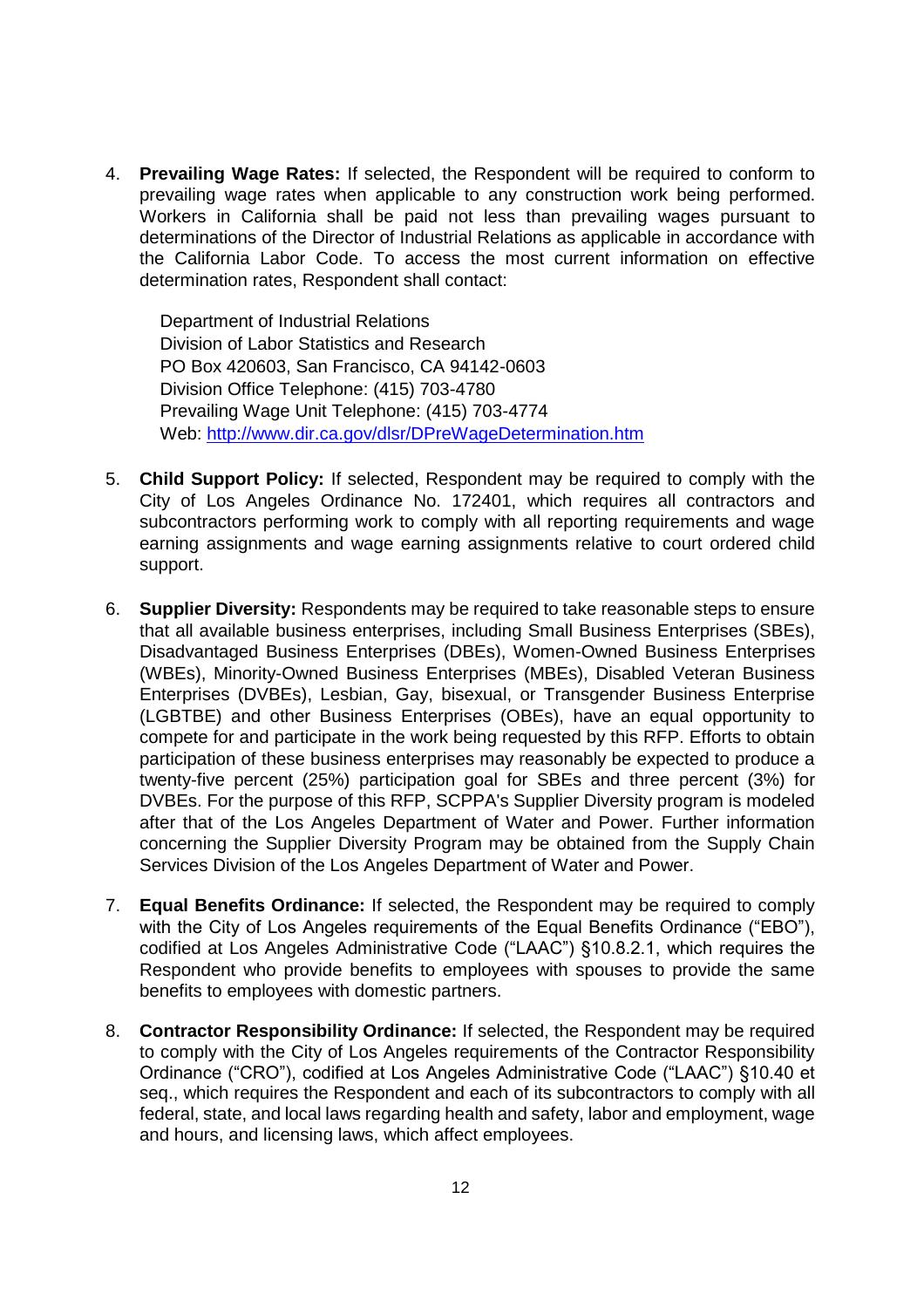4. **Prevailing Wage Rates:** If selected, the Respondent will be required to conform to prevailing wage rates when applicable to any construction work being performed. Workers in California shall be paid not less than prevailing wages pursuant to determinations of the Director of Industrial Relations as applicable in accordance with the California Labor Code. To access the most current information on effective determination rates, Respondent shall contact:

   Department of Industrial Relations
   Division of Labor Statistics and Research
   PO Box 420603, San Francisco, CA 94142-0603
   Division Office Telephone: (415) 703-4780
   Prevailing Wage Unit Telephone: (415) 703-4774
   Web: http://www.dir.ca.gov/dlsr/DPreWageDetermination.htm

5. **Child Support Policy:** If selected, Respondent may be required to comply with the City of Los Angeles Ordinance No. 172401, which requires all contractors and subcontractors performing work to comply with all reporting requirements and wage earning assignments and wage earning assignments relative to court ordered child support.

6. **Supplier Diversity:** Respondents may be required to take reasonable steps to ensure that all available business enterprises, including Small Business Enterprises (SBEs), Disadvantaged Business Enterprises (DBEs), Women-Owned Business Enterprises (WBEs), Minority-Owned Business Enterprises (MBEs), Disabled Veteran Business Enterprises (DVBEs), Lesbian, Gay, bisexual, or Transgender Business Enterprise (LGBTBE) and other Business Enterprises (OBEs), have an equal opportunity to compete for and participate in the work being requested by this RFP. Efforts to obtain participation of these business enterprises may reasonably be expected to produce a twenty-five percent (25%) participation goal for SBEs and three percent (3%) for DVBEs. For the purpose of this RFP, SCPPA's Supplier Diversity program is modeled after that of the Los Angeles Department of Water and Power. Further information concerning the Supplier Diversity Program may be obtained from the Supply Chain Services Division of the Los Angeles Department of Water and Power.

7. **Equal Benefits Ordinance:** If selected, the Respondent may be required to comply with the City of Los Angeles requirements of the Equal Benefits Ordinance ("EBO"), codified at Los Angeles Administrative Code ("LAAC") §10.8.2.1, which requires the Respondent who provide benefits to employees with spouses to provide the same benefits to employees with domestic partners.

8. **Contractor Responsibility Ordinance:** If selected, the Respondent may be required to comply with the City of Los Angeles requirements of the Contractor Responsibility Ordinance ("CRO"), codified at Los Angeles Administrative Code ("LAAC") §10.40 et seq., which requires the Respondent and each of its subcontractors to comply with all federal, state, and local laws regarding health and safety, labor and employment, wage and hours, and licensing laws, which affect employees.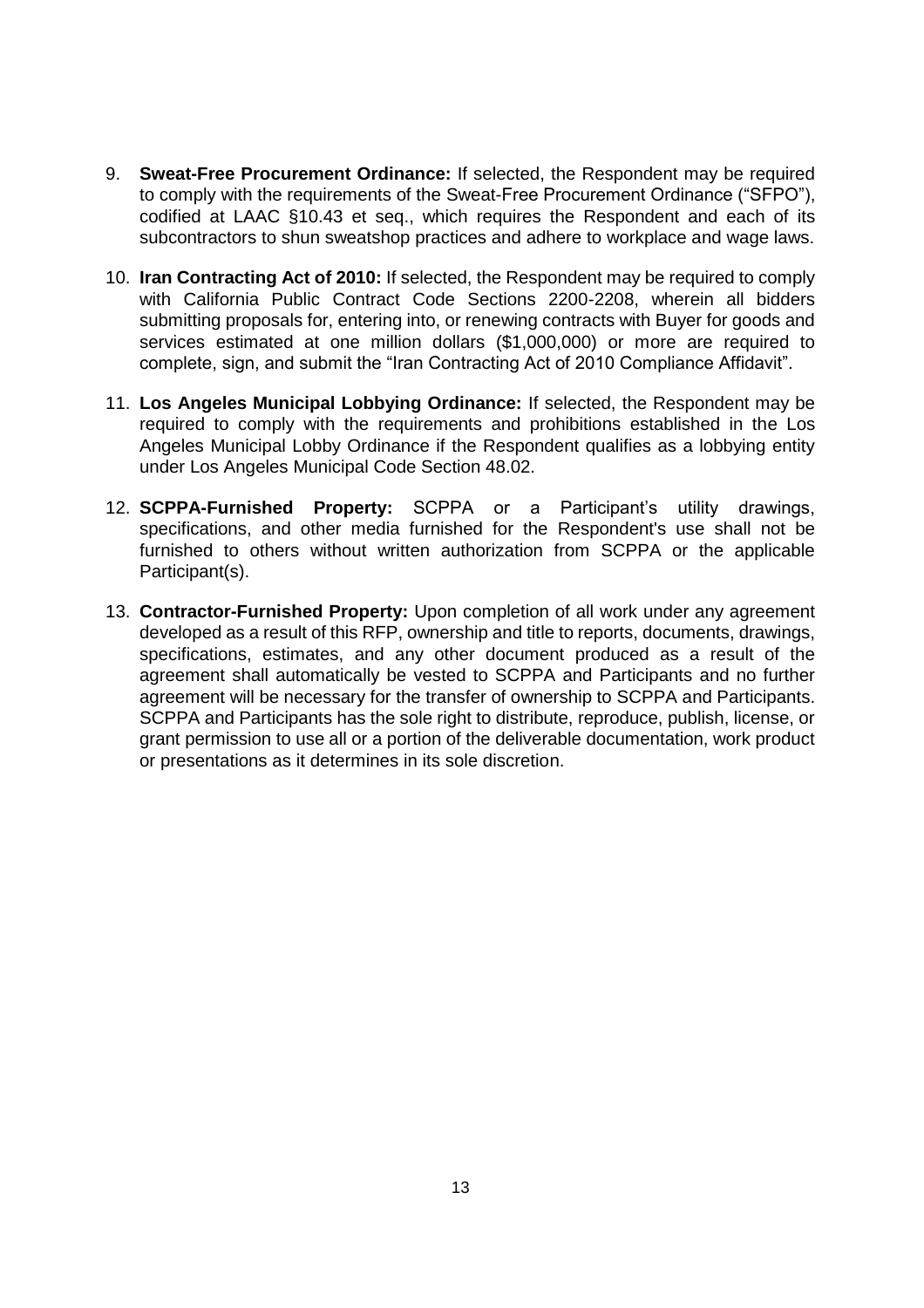9. **Sweat-Free Procurement Ordinance:** If selected, the Respondent may be required to comply with the requirements of the Sweat-Free Procurement Ordinance ("SFPO"), codified at LAAC §10.43 et seq., which requires the Respondent and each of its subcontractors to shun sweatshop practices and adhere to workplace and wage laws.

10. **Iran Contracting Act of 2010:** If selected, the Respondent may be required to comply with California Public Contract Code Sections 2200-2208, wherein all bidders submitting proposals for, entering into, or renewing contracts with Buyer for goods and services estimated at one million dollars ($1,000,000) or more are required to complete, sign, and submit the "Iran Contracting Act of 2010 Compliance Affidavit".

11. **Los Angeles Municipal Lobbying Ordinance:** If selected, the Respondent may be required to comply with the requirements and prohibitions established in the Los Angeles Municipal Lobby Ordinance if the Respondent qualifies as a lobbying entity under Los Angeles Municipal Code Section 48.02.

12. **SCPPA-Furnished Property:** SCPPA or a Participant's utility drawings, specifications, and other media furnished for the Respondent's use shall not be furnished to others without written authorization from SCPPA or the applicable Participant(s).

13. **Contractor-Furnished Property:** Upon completion of all work under any agreement developed as a result of this RFP, ownership and title to reports, documents, drawings, specifications, estimates, and any other document produced as a result of the agreement shall automatically be vested to SCPPA and Participants and no further agreement will be necessary for the transfer of ownership to SCPPA and Participants. SCPPA and Participants has the sole right to distribute, reproduce, publish, license, or grant permission to use all or a portion of the deliverable documentation, work product or presentations as it determines in its sole discretion.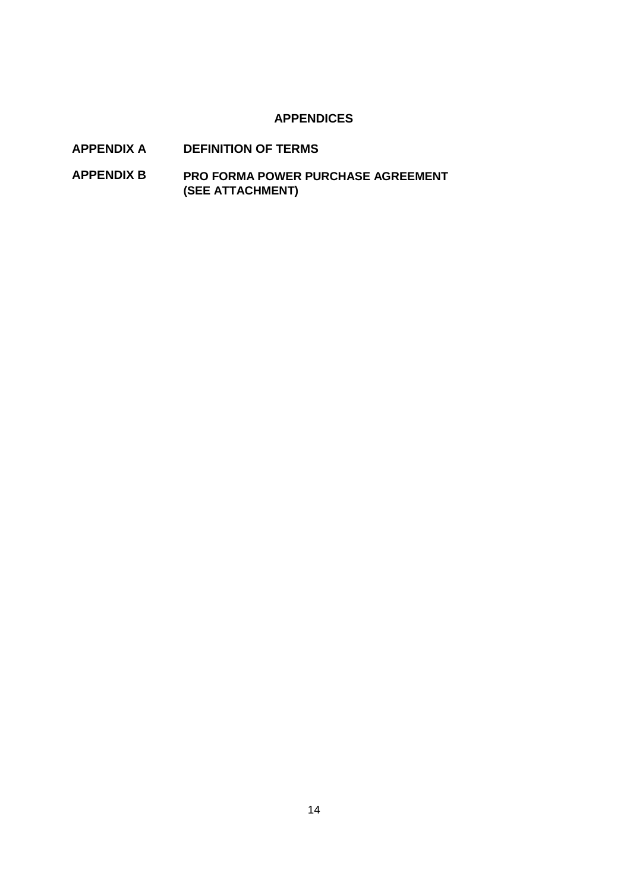## APPENDICES

**APPENDIX A** **DEFINITION OF TERMS**

**APPENDIX B** **PRO FORMA POWER PURCHASE AGREEMENT (SEE ATTACHMENT)**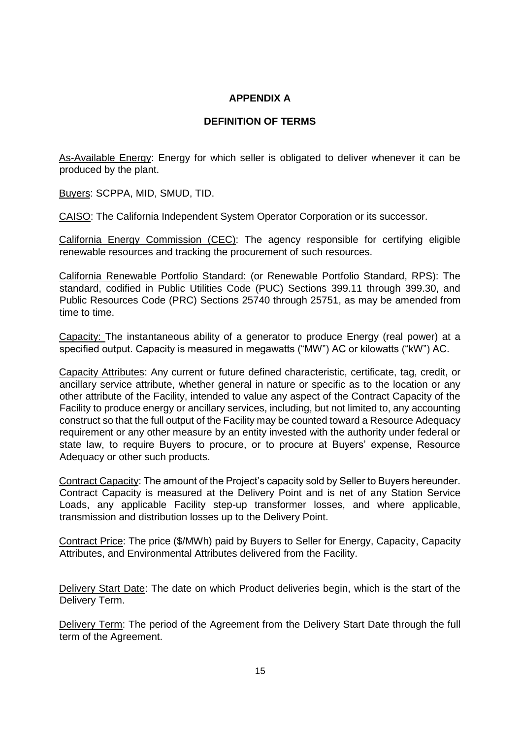# APPENDIX A

## DEFINITION OF TERMS

As-Available Energy: Energy for which seller is obligated to deliver whenever it can be produced by the plant.

Buyers: SCPPA, MID, SMUD, TID.

CAISO: The California Independent System Operator Corporation or its successor.

California Energy Commission (CEC): The agency responsible for certifying eligible renewable resources and tracking the procurement of such resources.

California Renewable Portfolio Standard: (or Renewable Portfolio Standard, RPS): The standard, codified in Public Utilities Code (PUC) Sections 399.11 through 399.30, and Public Resources Code (PRC) Sections 25740 through 25751, as may be amended from time to time.

Capacity: The instantaneous ability of a generator to produce Energy (real power) at a specified output. Capacity is measured in megawatts ("MW") AC or kilowatts ("kW") AC.

Capacity Attributes: Any current or future defined characteristic, certificate, tag, credit, or ancillary service attribute, whether general in nature or specific as to the location or any other attribute of the Facility, intended to value any aspect of the Contract Capacity of the Facility to produce energy or ancillary services, including, but not limited to, any accounting construct so that the full output of the Facility may be counted toward a Resource Adequacy requirement or any other measure by an entity invested with the authority under federal or state law, to require Buyers to procure, or to procure at Buyers' expense, Resource Adequacy or other such products.

Contract Capacity: The amount of the Project's capacity sold by Seller to Buyers hereunder. Contract Capacity is measured at the Delivery Point and is net of any Station Service Loads, any applicable Facility step-up transformer losses, and where applicable, transmission and distribution losses up to the Delivery Point.

Contract Price: The price ($/MWh) paid by Buyers to Seller for Energy, Capacity, Capacity Attributes, and Environmental Attributes delivered from the Facility.

Delivery Start Date: The date on which Product deliveries begin, which is the start of the Delivery Term.

Delivery Term: The period of the Agreement from the Delivery Start Date through the full term of the Agreement.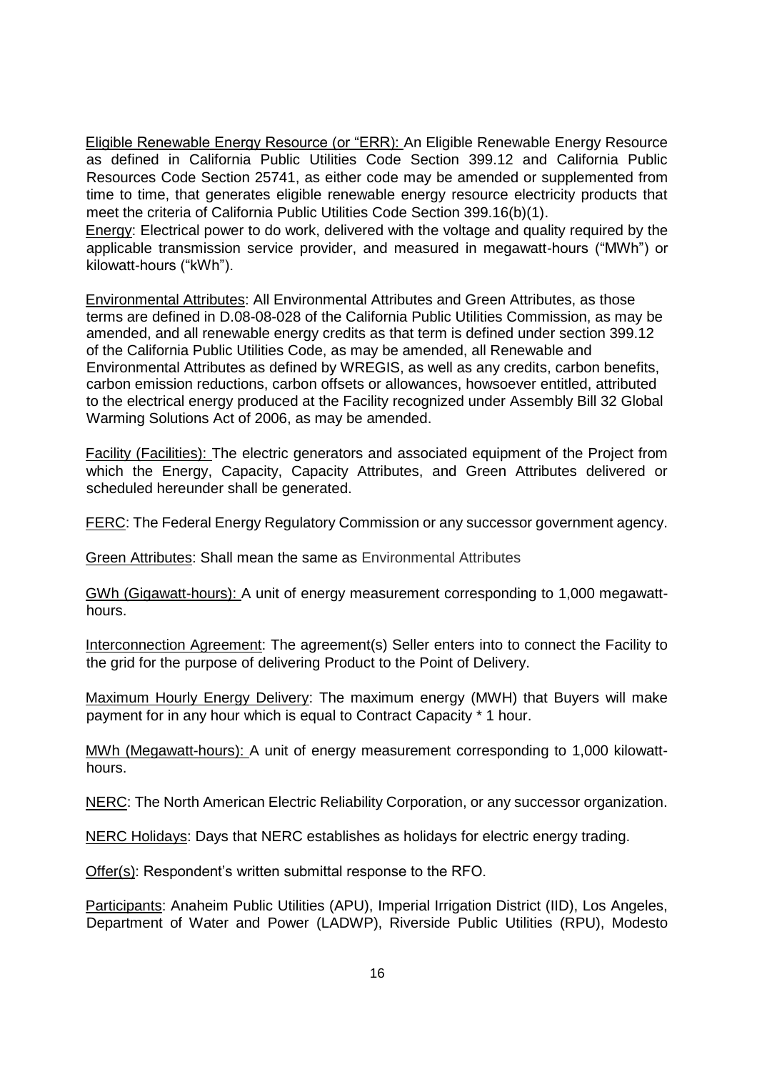Eligible Renewable Energy Resource (or "ERR): An Eligible Renewable Energy Resource as defined in California Public Utilities Code Section 399.12 and California Public Resources Code Section 25741, as either code may be amended or supplemented from time to time, that generates eligible renewable energy resource electricity products that meet the criteria of California Public Utilities Code Section 399.16(b)(1).

Energy: Electrical power to do work, delivered with the voltage and quality required by the applicable transmission service provider, and measured in megawatt-hours ("MWh") or kilowatt-hours ("kWh").

Environmental Attributes: All Environmental Attributes and Green Attributes, as those terms are defined in D.08-08-028 of the California Public Utilities Commission, as may be amended, and all renewable energy credits as that term is defined under section 399.12 of the California Public Utilities Code, as may be amended, all Renewable and Environmental Attributes as defined by WREGIS, as well as any credits, carbon benefits, carbon emission reductions, carbon offsets or allowances, howsoever entitled, attributed to the electrical energy produced at the Facility recognized under Assembly Bill 32 Global Warming Solutions Act of 2006, as may be amended.

Facility (Facilities): The electric generators and associated equipment of the Project from which the Energy, Capacity, Capacity Attributes, and Green Attributes delivered or scheduled hereunder shall be generated.

FERC: The Federal Energy Regulatory Commission or any successor government agency.

Green Attributes: Shall mean the same as Environmental Attributes

GWh (Gigawatt-hours): A unit of energy measurement corresponding to 1,000 megawatt-hours.

Interconnection Agreement: The agreement(s) Seller enters into to connect the Facility to the grid for the purpose of delivering Product to the Point of Delivery.

Maximum Hourly Energy Delivery: The maximum energy (MWH) that Buyers will make payment for in any hour which is equal to Contract Capacity * 1 hour.

MWh (Megawatt-hours): A unit of energy measurement corresponding to 1,000 kilowatt-hours.

NERC: The North American Electric Reliability Corporation, or any successor organization.

NERC Holidays: Days that NERC establishes as holidays for electric energy trading.

Offer(s): Respondent's written submittal response to the RFO.

Participants: Anaheim Public Utilities (APU), Imperial Irrigation District (IID), Los Angeles, Department of Water and Power (LADWP), Riverside Public Utilities (RPU), Modesto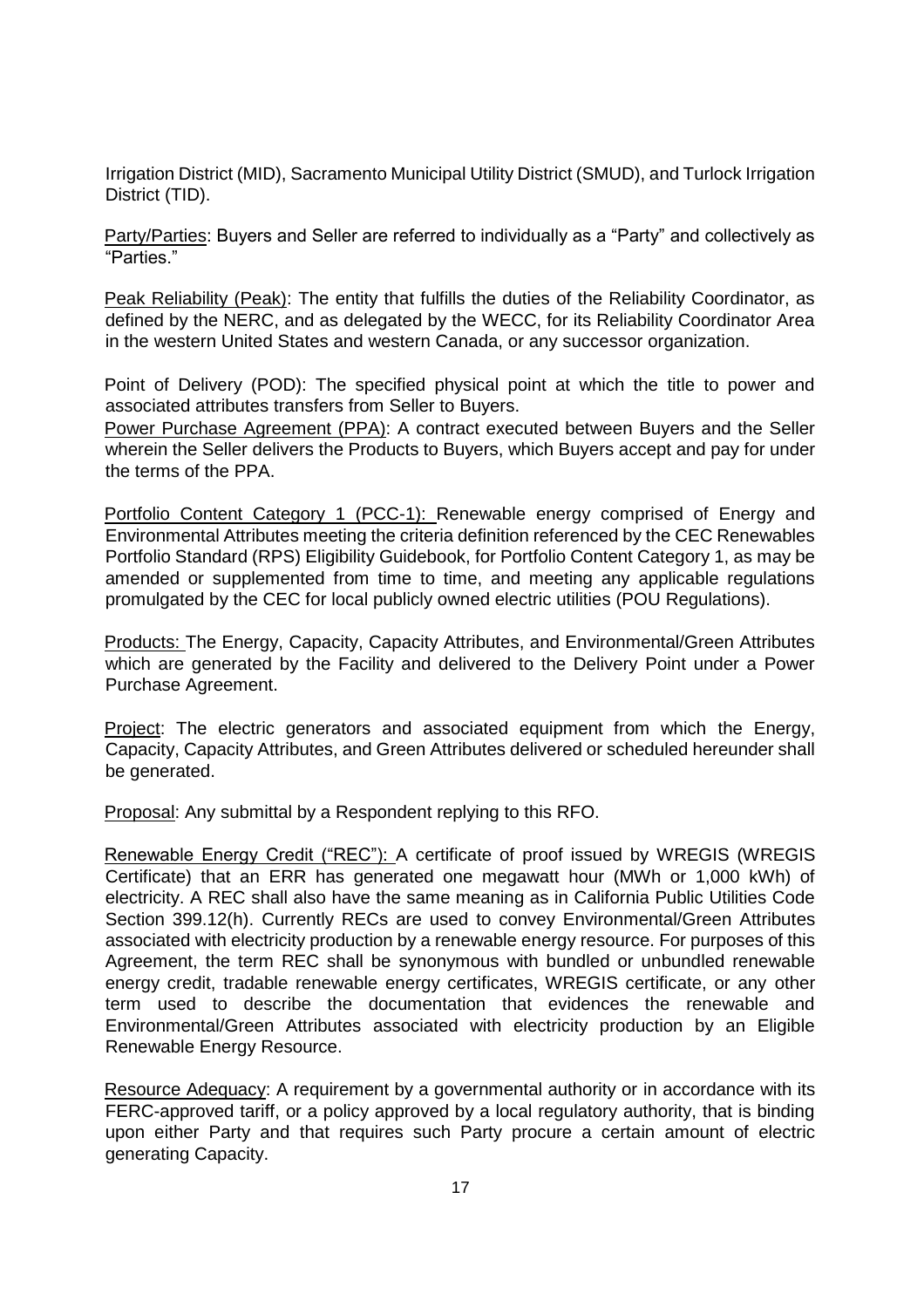Irrigation District (MID), Sacramento Municipal Utility District (SMUD), and Turlock Irrigation District (TID).

Party/Parties: Buyers and Seller are referred to individually as a "Party" and collectively as "Parties."

Peak Reliability (Peak): The entity that fulfills the duties of the Reliability Coordinator, as defined by the NERC, and as delegated by the WECC, for its Reliability Coordinator Area in the western United States and western Canada, or any successor organization.

Point of Delivery (POD): The specified physical point at which the title to power and associated attributes transfers from Seller to Buyers.

Power Purchase Agreement (PPA): A contract executed between Buyers and the Seller wherein the Seller delivers the Products to Buyers, which Buyers accept and pay for under the terms of the PPA.

Portfolio Content Category 1 (PCC-1): Renewable energy comprised of Energy and Environmental Attributes meeting the criteria definition referenced by the CEC Renewables Portfolio Standard (RPS) Eligibility Guidebook, for Portfolio Content Category 1, as may be amended or supplemented from time to time, and meeting any applicable regulations promulgated by the CEC for local publicly owned electric utilities (POU Regulations).

Products: The Energy, Capacity, Capacity Attributes, and Environmental/Green Attributes which are generated by the Facility and delivered to the Delivery Point under a Power Purchase Agreement.

Project: The electric generators and associated equipment from which the Energy, Capacity, Capacity Attributes, and Green Attributes delivered or scheduled hereunder shall be generated.

Proposal: Any submittal by a Respondent replying to this RFO.

Renewable Energy Credit ("REC"): A certificate of proof issued by WREGIS (WREGIS Certificate) that an ERR has generated one megawatt hour (MWh or 1,000 kWh) of electricity. A REC shall also have the same meaning as in California Public Utilities Code Section 399.12(h). Currently RECs are used to convey Environmental/Green Attributes associated with electricity production by a renewable energy resource. For purposes of this Agreement, the term REC shall be synonymous with bundled or unbundled renewable energy credit, tradable renewable energy certificates, WREGIS certificate, or any other term used to describe the documentation that evidences the renewable and Environmental/Green Attributes associated with electricity production by an Eligible Renewable Energy Resource.

Resource Adequacy: A requirement by a governmental authority or in accordance with its FERC-approved tariff, or a policy approved by a local regulatory authority, that is binding upon either Party and that requires such Party procure a certain amount of electric generating Capacity.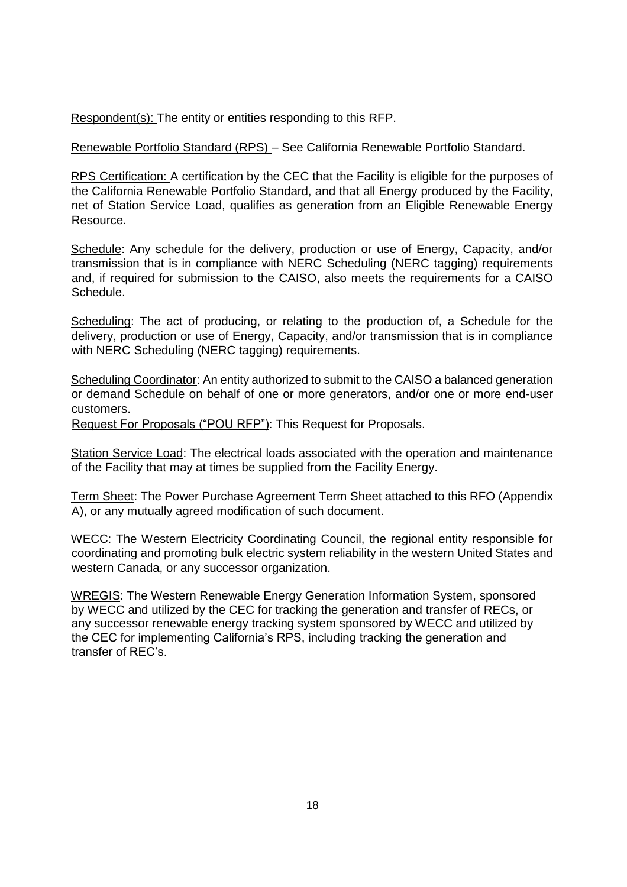Respondent(s): The entity or entities responding to this RFP.

Renewable Portfolio Standard (RPS) – See California Renewable Portfolio Standard.

RPS Certification: A certification by the CEC that the Facility is eligible for the purposes of the California Renewable Portfolio Standard, and that all Energy produced by the Facility, net of Station Service Load, qualifies as generation from an Eligible Renewable Energy Resource.

Schedule: Any schedule for the delivery, production or use of Energy, Capacity, and/or transmission that is in compliance with NERC Scheduling (NERC tagging) requirements and, if required for submission to the CAISO, also meets the requirements for a CAISO Schedule.

Scheduling: The act of producing, or relating to the production of, a Schedule for the delivery, production or use of Energy, Capacity, and/or transmission that is in compliance with NERC Scheduling (NERC tagging) requirements.

Scheduling Coordinator: An entity authorized to submit to the CAISO a balanced generation or demand Schedule on behalf of one or more generators, and/or one or more end-user customers.

Request For Proposals ("POU RFP"): This Request for Proposals.

Station Service Load: The electrical loads associated with the operation and maintenance of the Facility that may at times be supplied from the Facility Energy.

Term Sheet: The Power Purchase Agreement Term Sheet attached to this RFO (Appendix A), or any mutually agreed modification of such document.

WECC: The Western Electricity Coordinating Council, the regional entity responsible for coordinating and promoting bulk electric system reliability in the western United States and western Canada, or any successor organization.

WREGIS: The Western Renewable Energy Generation Information System, sponsored by WECC and utilized by the CEC for tracking the generation and transfer of RECs, or any successor renewable energy tracking system sponsored by WECC and utilized by the CEC for implementing California's RPS, including tracking the generation and transfer of REC's.